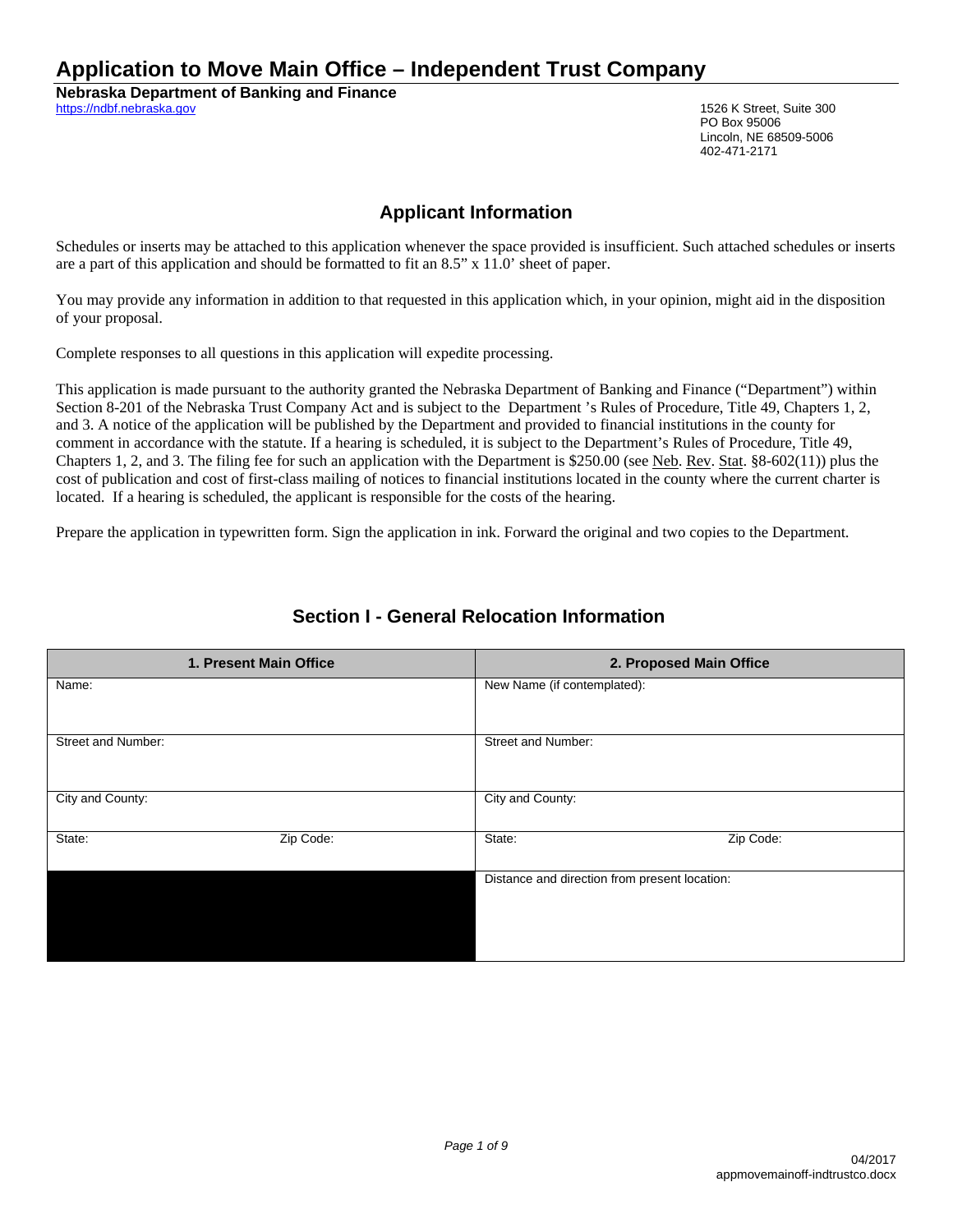# Application to Move Main Office – Independent Trust Company

**Nebraska Department of Banking and Finance**
https://ndbf.nebraska.gov

1526 K Street, Suite 300
PO Box 95006
Lincoln, NE 68509-5006
402-471-2171

## Applicant Information

Schedules or inserts may be attached to this application whenever the space provided is insufficient. Such attached schedules or inserts are a part of this application and should be formatted to fit an 8.5" x 11.0' sheet of paper.

You may provide any information in addition to that requested in this application which, in your opinion, might aid in the disposition of your proposal.

Complete responses to all questions in this application will expedite processing.

This application is made pursuant to the authority granted the Nebraska Department of Banking and Finance ("Department") within Section 8-201 of the Nebraska Trust Company Act and is subject to the Department 's Rules of Procedure, Title 49, Chapters 1, 2, and 3. A notice of the application will be published by the Department and provided to financial institutions in the county for comment in accordance with the statute. If a hearing is scheduled, it is subject to the Department's Rules of Procedure, Title 49, Chapters 1, 2, and 3. The filing fee for such an application with the Department is $250.00 (see Neb. Rev. Stat. §8-602(11)) plus the cost of publication and cost of first-class mailing of notices to financial institutions located in the county where the current charter is located. If a hearing is scheduled, the applicant is responsible for the costs of the hearing.

Prepare the application in typewritten form. Sign the application in ink. Forward the original and two copies to the Department.

## Section I - General Relocation Information

| 1. Present Main Office | | 2. Proposed Main Office | |
|---|---|---|---|
| Name: | | New Name (if contemplated): | |
| Street and Number: | | Street and Number: | |
| City and County: | | City and County: | |
| State: | Zip Code: | State: | Zip Code: |
| | | Distance and direction from present location: | |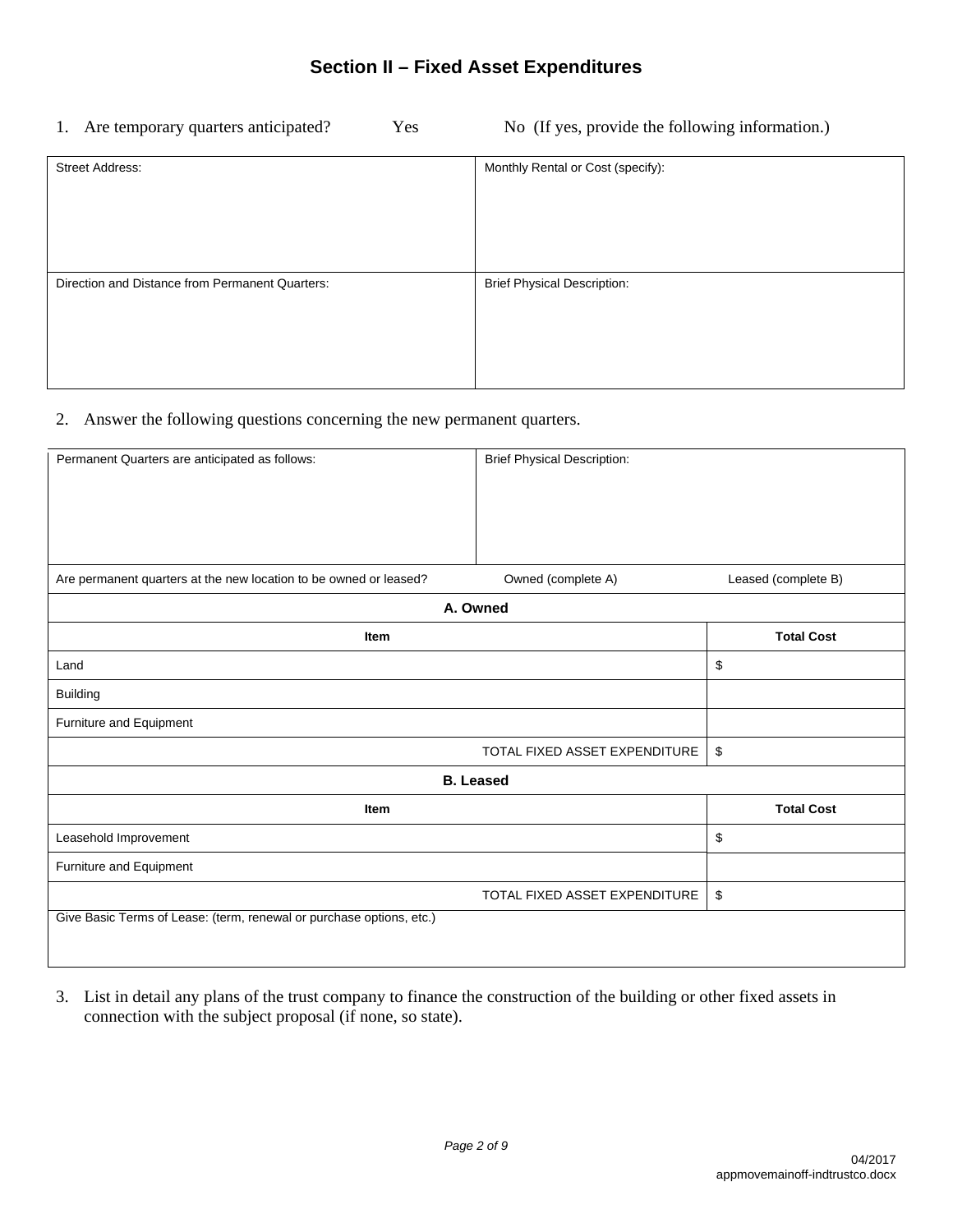## Section II – Fixed Asset Expenditures

1. Are temporary quarters anticipated? Yes No (If yes, provide the following information.)

| Street Address: | Monthly Rental or Cost (specify): |
|---|---|
| Direction and Distance from Permanent Quarters: | Brief Physical Description: |

2. Answer the following questions concerning the new permanent quarters.

| Permanent Quarters are anticipated as follows: | Brief Physical Description: | |
|---|---|---|
| Are permanent quarters at the new location to be owned or leased? | Owned (complete A) | Leased (complete B) |

| A. Owned | |
|---|---|
| **Item** | **Total Cost** |
| Land | $ |
| Building | |
| Furniture and Equipment | |
| TOTAL FIXED ASSET EXPENDITURE | $ |
| **B. Leased** | |
| **Item** | **Total Cost** |
| Leasehold Improvement | $ |
| Furniture and Equipment | |
| TOTAL FIXED ASSET EXPENDITURE | $ |
| Give Basic Terms of Lease: (term, renewal or purchase options, etc.) | |

3. List in detail any plans of the trust company to finance the construction of the building or other fixed assets in connection with the subject proposal (if none, so state).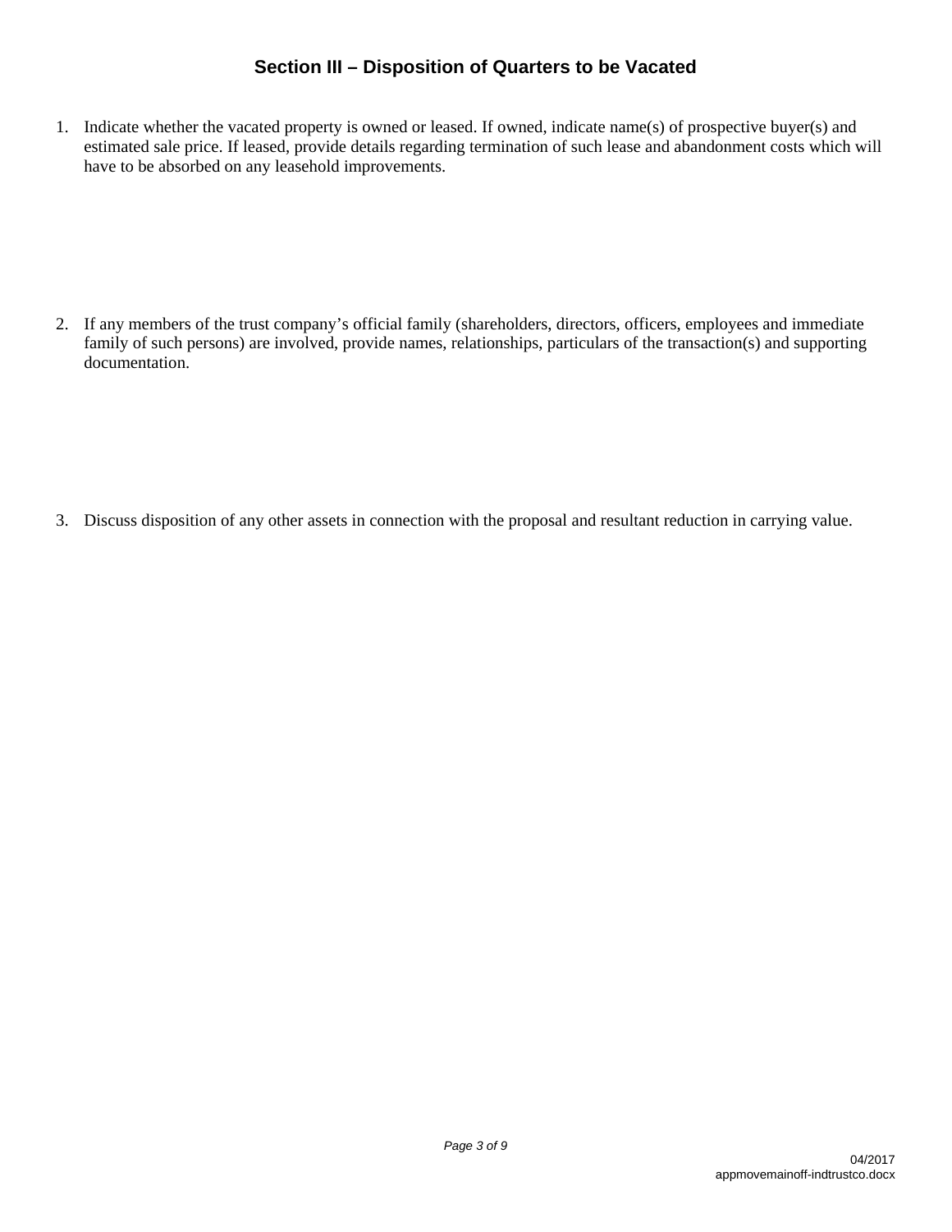## Section III – Disposition of Quarters to be Vacated

1. Indicate whether the vacated property is owned or leased. If owned, indicate name(s) of prospective buyer(s) and estimated sale price. If leased, provide details regarding termination of such lease and abandonment costs which will have to be absorbed on any leasehold improvements.

2. If any members of the trust company's official family (shareholders, directors, officers, employees and immediate family of such persons) are involved, provide names, relationships, particulars of the transaction(s) and supporting documentation.

3. Discuss disposition of any other assets in connection with the proposal and resultant reduction in carrying value.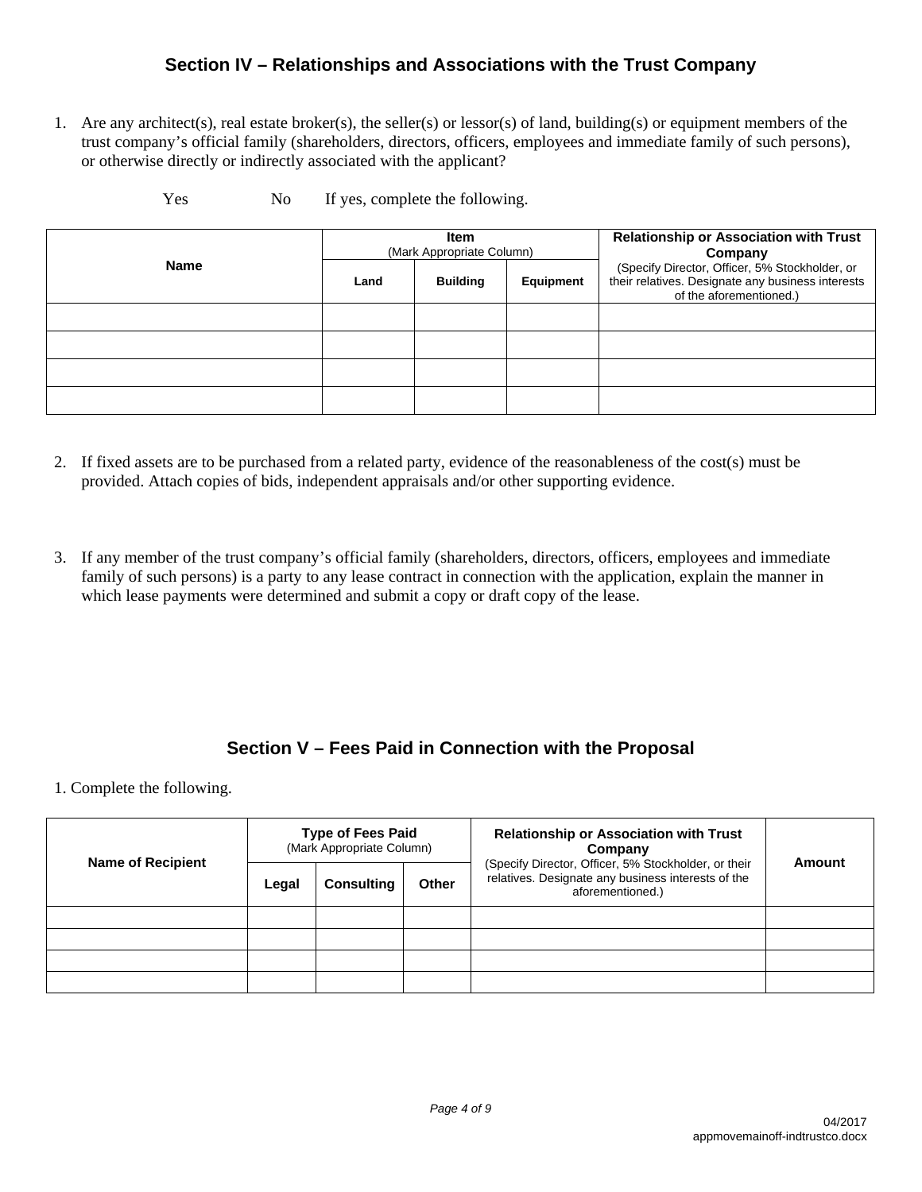## Section IV – Relationships and Associations with the Trust Company

1. Are any architect(s), real estate broker(s), the seller(s) or lessor(s) of land, building(s) or equipment members of the trust company's official family (shareholders, directors, officers, employees and immediate family of such persons), or otherwise directly or indirectly associated with the applicant?

   Yes No If yes, complete the following.

| Name | Item (Mark Appropriate Column) | | | Relationship or Association with Trust Company (Specify Director, Officer, 5% Stockholder, or their relatives. Designate any business interests of the aforementioned.) |
|---|---|---|---|---|
| | Land | Building | Equipment | |
| | | | | |
| | | | | |
| | | | | |
| | | | | |

2. If fixed assets are to be purchased from a related party, evidence of the reasonableness of the cost(s) must be provided. Attach copies of bids, independent appraisals and/or other supporting evidence.

3. If any member of the trust company's official family (shareholders, directors, officers, employees and immediate family of such persons) is a party to any lease contract in connection with the application, explain the manner in which lease payments were determined and submit a copy or draft copy of the lease.

## Section V – Fees Paid in Connection with the Proposal

1. Complete the following.

| Name of Recipient | Type of Fees Paid (Mark Appropriate Column) | | | Relationship or Association with Trust Company (Specify Director, Officer, 5% Stockholder, or their relatives. Designate any business interests of the aforementioned.) | Amount |
|---|---|---|---|---|---|
| | Legal | Consulting | Other | | |
| | | | | | |
| | | | | | |
| | | | | | |
| | | | | | |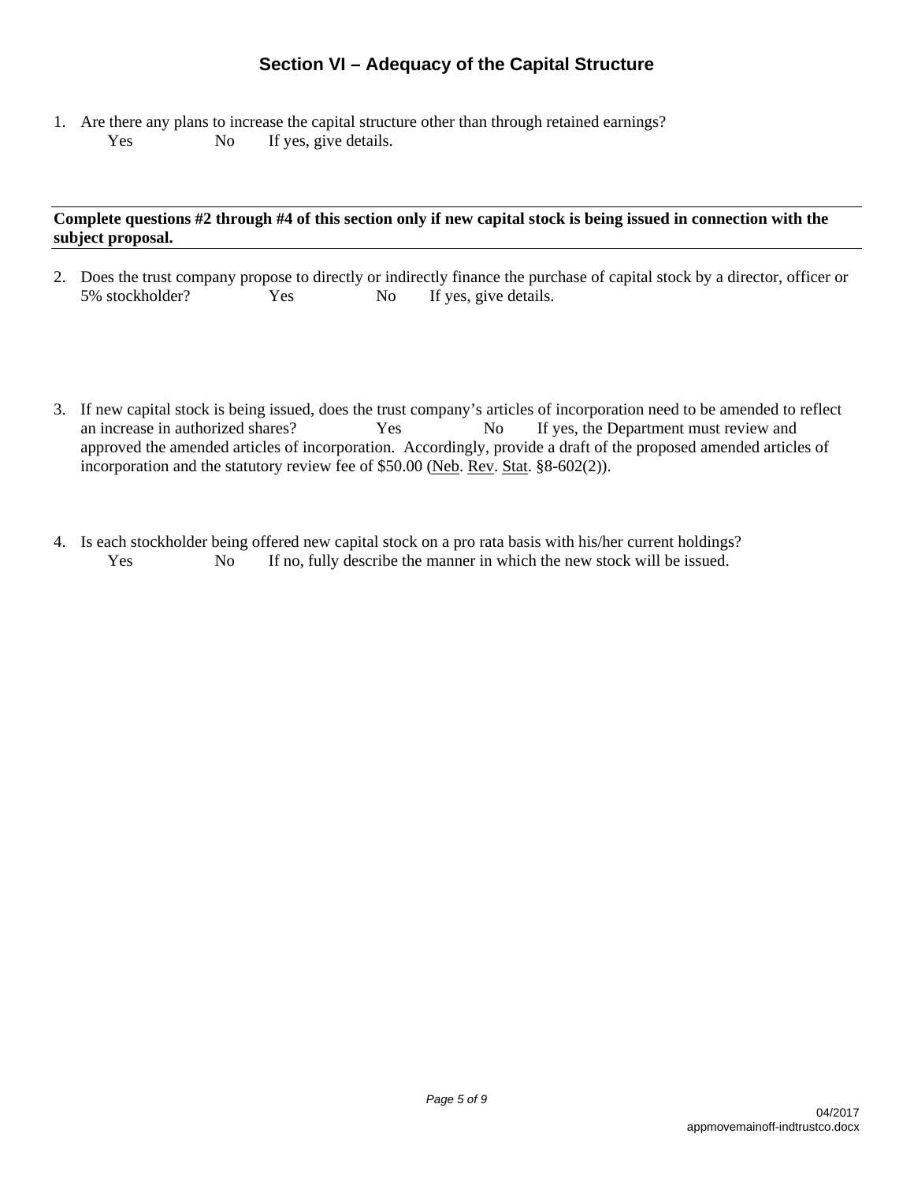## Section VI – Adequacy of the Capital Structure

1. Are there any plans to increase the capital structure other than through retained earnings?
   Yes No If yes, give details.

---

**Complete questions #2 through #4 of this section only if new capital stock is being issued in connection with the subject proposal.**

---

2. Does the trust company propose to directly or indirectly finance the purchase of capital stock by a director, officer or 5% stockholder? Yes No If yes, give details.

3. If new capital stock is being issued, does the trust company's articles of incorporation need to be amended to reflect an increase in authorized shares? Yes No If yes, the Department must review and approved the amended articles of incorporation. Accordingly, provide a draft of the proposed amended articles of incorporation and the statutory review fee of $50.00 (Neb. Rev. Stat. §8-602(2)).

4. Is each stockholder being offered new capital stock on a pro rata basis with his/her current holdings?
   Yes No If no, fully describe the manner in which the new stock will be issued.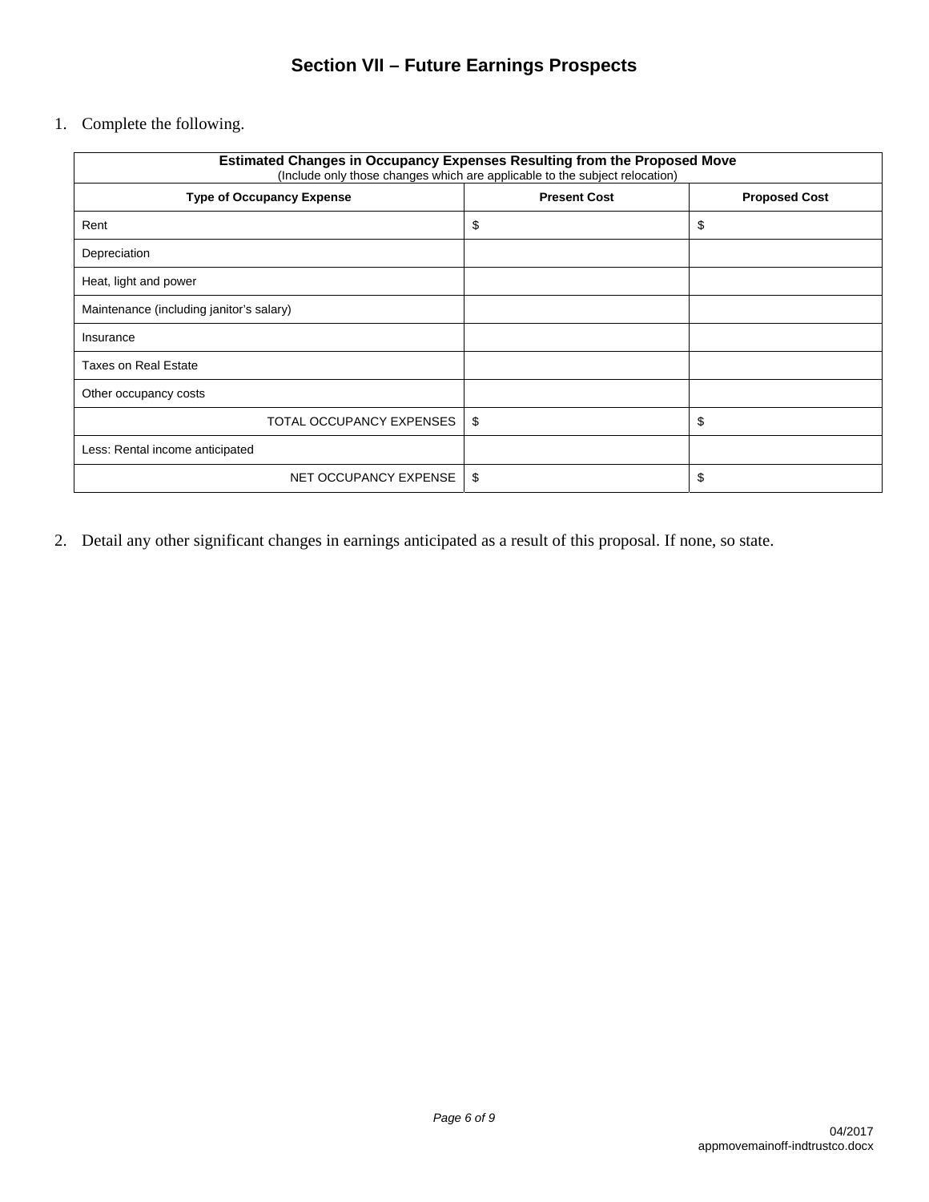## Section VII – Future Earnings Prospects

1. Complete the following.

| **Estimated Changes in Occupancy Expenses Resulting from the Proposed Move** (Include only those changes which are applicable to the subject relocation) | | |
|---|---|---|
| **Type of Occupancy Expense** | **Present Cost** | **Proposed Cost** |
| Rent | $ | $ |
| Depreciation | | |
| Heat, light and power | | |
| Maintenance (including janitor's salary) | | |
| Insurance | | |
| Taxes on Real Estate | | |
| Other occupancy costs | | |
| TOTAL OCCUPANCY EXPENSES | $ | $ |
| Less: Rental income anticipated | | |
| NET OCCUPANCY EXPENSE | $ | $ |

2. Detail any other significant changes in earnings anticipated as a result of this proposal. If none, so state.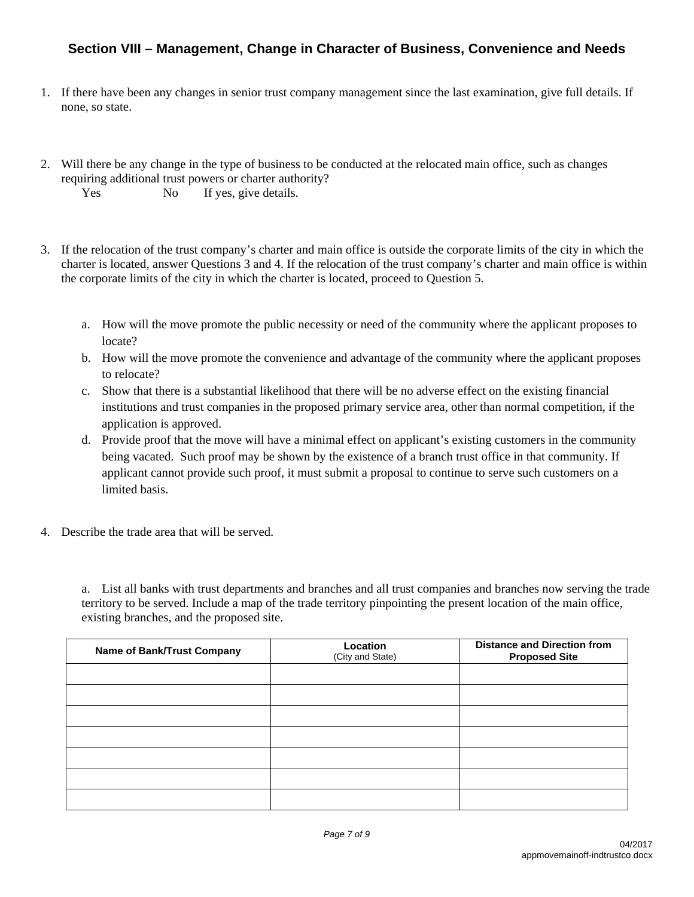## Section VIII – Management, Change in Character of Business, Convenience and Needs

1. If there have been any changes in senior trust company management since the last examination, give full details. If none, so state.

2. Will there be any change in the type of business to be conducted at the relocated main office, such as changes requiring additional trust powers or charter authority?

   Yes No If yes, give details.

3. If the relocation of the trust company's charter and main office is outside the corporate limits of the city in which the charter is located, answer Questions 3 and 4. If the relocation of the trust company's charter and main office is within the corporate limits of the city in which the charter is located, proceed to Question 5.

   a. How will the move promote the public necessity or need of the community where the applicant proposes to locate?
   b. How will the move promote the convenience and advantage of the community where the applicant proposes to relocate?
   c. Show that there is a substantial likelihood that there will be no adverse effect on the existing financial institutions and trust companies in the proposed primary service area, other than normal competition, if the application is approved.
   d. Provide proof that the move will have a minimal effect on applicant's existing customers in the community being vacated. Such proof may be shown by the existence of a branch trust office in that community. If applicant cannot provide such proof, it must submit a proposal to continue to serve such customers on a limited basis.

4. Describe the trade area that will be served.

   a. List all banks with trust departments and branches and all trust companies and branches now serving the trade territory to be served. Include a map of the trade territory pinpointing the present location of the main office, existing branches, and the proposed site.

| Name of Bank/Trust Company | Location (City and State) | Distance and Direction from Proposed Site |
|---|---|---|
| | | |
| | | |
| | | |
| | | |
| | | |
| | | |
| | | |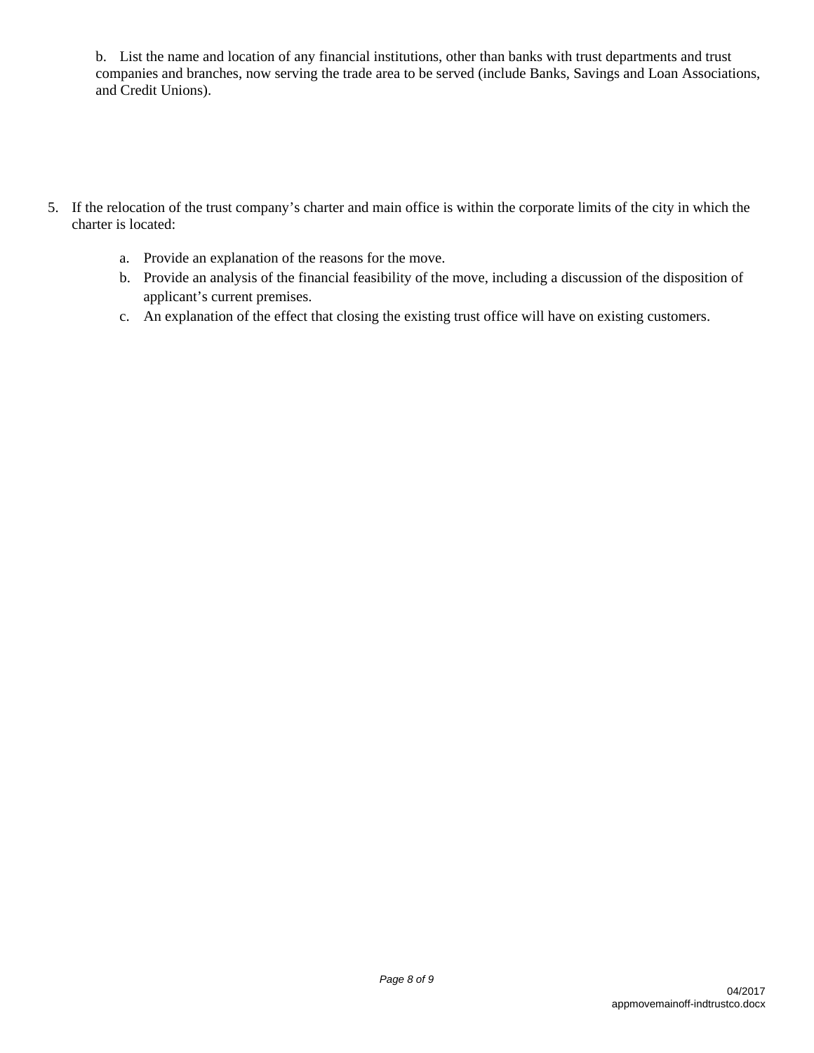b. List the name and location of any financial institutions, other than banks with trust departments and trust companies and branches, now serving the trade area to be served (include Banks, Savings and Loan Associations, and Credit Unions).

5. If the relocation of the trust company's charter and main office is within the corporate limits of the city in which the charter is located:

    a. Provide an explanation of the reasons for the move.
    b. Provide an analysis of the financial feasibility of the move, including a discussion of the disposition of applicant's current premises.
    c. An explanation of the effect that closing the existing trust office will have on existing customers.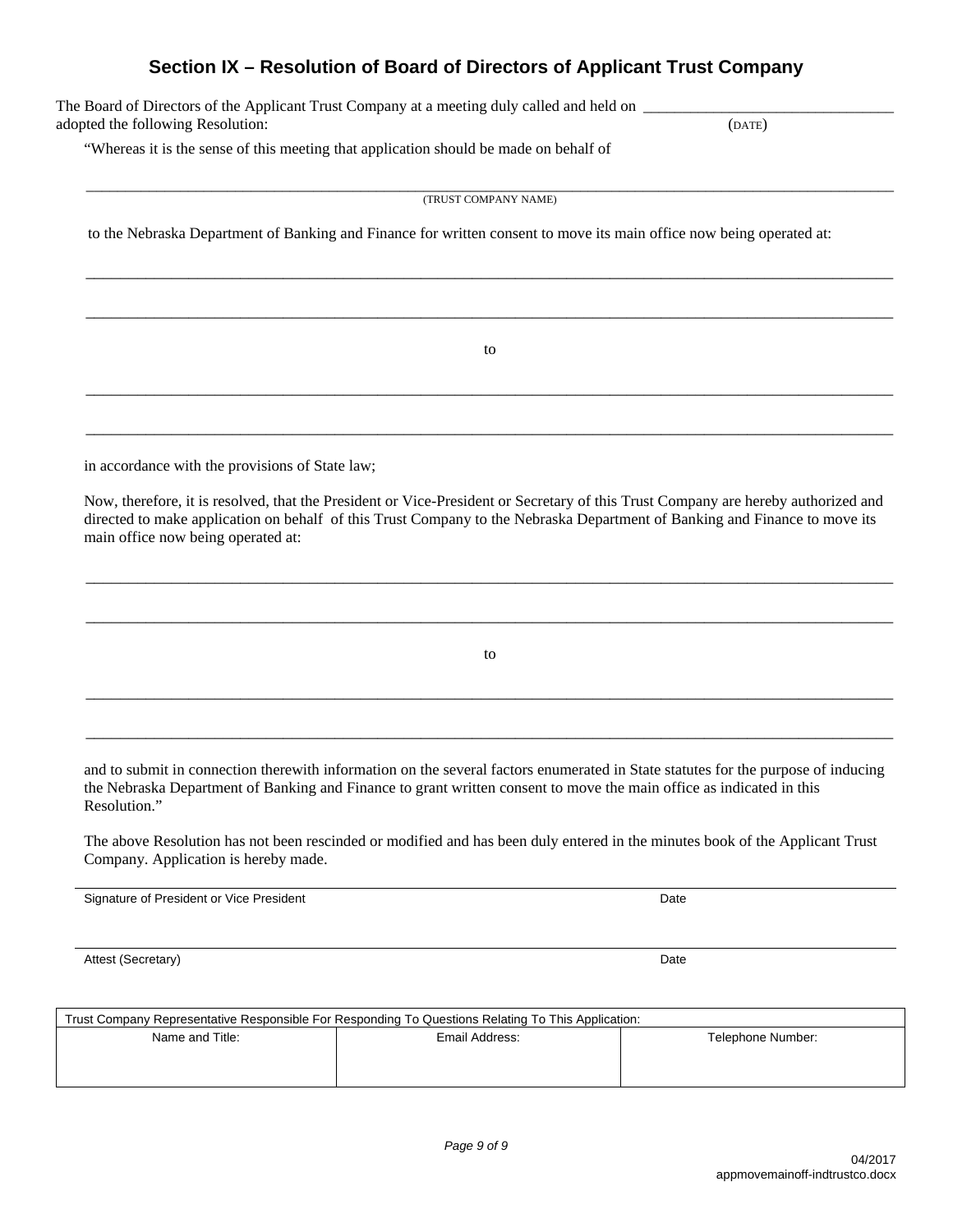## Section IX – Resolution of Board of Directors of Applicant Trust Company

The Board of Directors of the Applicant Trust Company at a meeting duly called and held on ________________________________ (DATE) adopted the following Resolution:

"Whereas it is the sense of this meeting that application should be made on behalf of

______________________________________________________________________________
(TRUST COMPANY NAME)

to the Nebraska Department of Banking and Finance for written consent to move its main office now being operated at:

______________________________________________________________________________

______________________________________________________________________________

to

______________________________________________________________________________

______________________________________________________________________________

in accordance with the provisions of State law;

Now, therefore, it is resolved, that the President or Vice-President or Secretary of this Trust Company are hereby authorized and directed to make application on behalf of this Trust Company to the Nebraska Department of Banking and Finance to move its main office now being operated at:

______________________________________________________________________________

______________________________________________________________________________

to

______________________________________________________________________________

______________________________________________________________________________

and to submit in connection therewith information on the several factors enumerated in State statutes for the purpose of inducing the Nebraska Department of Banking and Finance to grant written consent to move the main office as indicated in this Resolution."

The above Resolution has not been rescinded or modified and has been duly entered in the minutes book of the Applicant Trust Company. Application is hereby made.

______________________________________________________________________________
Signature of President or Vice President | Date

______________________________________________________________________________
Attest (Secretary) | Date

| Trust Company Representative Responsible For Responding To Questions Relating To This Application: | | |
|---|---|---|
| Name and Title: | Email Address: | Telephone Number: |
| | | |

04/2017
appmovemainoff-indtrustco.docx